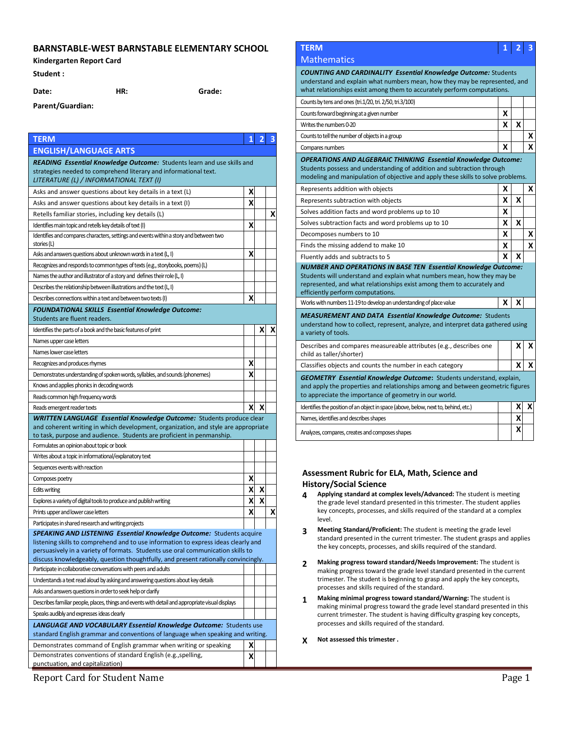# BARNSTABLE-WEST BARNSTABLE ELEMENTARY SCHOOL

**Kindergarten Report Card**

**Student :**

**Date:** **HR:** **Grade:**

**Parent/Guardian:**

| TERM | 1 | 2 | 3 |
|---|---|---|---|
| **ENGLISH/LANGUAGE ARTS** | | | |
| ***READING Essential Knowledge Outcome:*** Students learn and use skills and strategies needed to comprehend literary and informational text. *LITERATURE (L) / INFORMATIONAL TEXT (I)* | | | |
| Asks and answer questions about key details in a text (L) | X | | |
| Asks and answer questions about key details in a text (I) | X | | |
| Retells familiar stories, including key details (L) | | | X |
| Identifies main topic and retells key details of text (I) | X | | |
| Identifies and compares characters, settings and events within a story and between two stories (L) | | | |
| Asks and answers questions about unknown words in a text (L, I) | X | | |
| Recognizes and responds to common types of texts (e.g., storybooks, poems) (L) | | | |
| Names the author and illustrator of a story and defines their role (L, I) | | | |
| Describes the relationship between illustrations and the text (L, I) | | | |
| Describes connections within a text and between two texts (I) | X | | |
| ***FOUNDATIONAL SKILLS Essential Knowledge Outcome:*** Students are fluent readers. | | | |
| Identifies the parts of a book and the basic features of print | | X | X |
| Names upper case letters | | | |
| Names lower case letters | | | |
| Recognizes and produces rhymes | X | | |
| Demonstrates understanding of spoken words, syllables, and sounds (phonemes) | X | | |
| Knows and applies phonics in decoding words | | | |
| Reads common high frequency words | | | |
| Reads emergent reader texts | X | X | |
| ***WRITTEN LANGUAGE Essential Knowledge Outcome:*** Students produce clear and coherent writing in which development, organization, and style are appropriate to task, purpose and audience. Students are proficient in penmanship. | | | |
| Formulates an opinion about topic or book | | | |
| Writes about a topic in informational/explanatory text | | | |
| Sequences events with reaction | | | |
| Composes poetry | X | | |
| Edits writing | X | X | |
| Explores a variety of digital tools to produce and publish writing | X | X | |
| Prints upper and lower case letters | X | | X |
| Participates in shared research and writing projects | | | |
| ***SPEAKING AND LISTENING Essential Knowledge Outcome:*** Students acquire listening skills to comprehend and to use information to express ideas clearly and persuasively in a variety of formats. Students use oral communication skills to discuss knowledgeably, question thoughtfully, and present rationally convincingly. | | | |
| Participate in collaborative conversations with peers and adults | | | |
| Understands a text read aloud by asking and answering questions about key details | | | |
| Asks and answers questions in order to seek help or clarify | | | |
| Describes familiar people, places, things and events with detail and appropriate visual displays | | | |
| Speaks audibly and expresses ideas clearly | | | |
| ***LANGUAGE AND VOCABULARY Essential Knowledge Outcome:*** Students use standard English grammar and conventions of language when speaking and writing. | | | |
| Demonstrates command of English grammar when writing or speaking | X | | |
| Demonstrates conventions of standard English (e.g.,spelling, punctuation, and capitalization) | X | | |

| TERM | 1 | 2 | 3 |
|---|---|---|---|
| **Mathematics** | | | |
| ***COUNTING AND CARDINALITY Essential Knowledge Outcome:*** Students understand and explain what numbers mean, how they may be represented, and what relationships exist among them to accurately perform computations. | | | |
| Counts by tens and ones (tri.1/20, tri. 2/50, tri.3/100) | | | |
| Counts forward beginning at a given number | X | | |
| Writes the numbers 0-20 | X | X | |
| Counts to tell the number of objects in a group | | | X |
| Compares numbers | X | | X |
| ***OPERATIONS AND ALGEBRAIC THINKING Essential Knowledge Outcome:*** Students possess and understanding of addition and subtraction through modeling and manipulation of objective and apply these skills to solve problems. | | | |
| Represents addition with objects | X | | X |
| Represents subtraction with objects | X | X | |
| Solves addition facts and word problems up to 10 | X | | |
| Solves subtraction facts and word problems up to 10 | X | X | |
| Decomposes numbers to 10 | X | | X |
| Finds the missing addend to make 10 | X | | X |
| Fluently adds and subtracts to 5 | X | X | |
| ***NUMBER AND OPERATIONS IN BASE TEN Essential Knowledge Outcome:*** Students will understand and explain what numbers mean, how they may be represented, and what relationships exist among them to accurately and efficiently perform computations. | | | |
| Works with numbers 11-19 to develop an understanding of place value | X | X | |
| ***MEASUREMENT AND DATA Essential Knowledge Outcome:*** Students understand how to collect, represent, analyze, and interpret data gathered using a variety of tools. | | | |
| Describes and compares measureable attributes (e.g., describes one child as taller/shorter) | | X | X |
| Classifies objects and counts the number in each category | | X | X |
| ***GEOMETRY Essential Knowledge Outcome:*** Students understand, explain, and apply the properties and relationships among and between geometric figures to appreciate the importance of geometry in our world. | | | |
| Identifies the position of an object in space (above, below, next to, behind, etc.) | | X | X |
| Names, identifies and describes shapes | | X | |
| Analyzes, compares, creates and composes shapes | | X | |

## Assessment Rubric for ELA, Math, Science and History/Social Science

**4** **Applying standard at complex levels/Advanced:** The student is meeting the grade level standard presented in this trimester. The student applies key concepts, processes, and skills required of the standard at a complex level.

**3** **Meeting Standard/Proficient:** The student is meeting the grade level standard presented in the current trimester. The student grasps and applies the key concepts, processes, and skills required of the standard.

**2** **Making progress toward standard/Needs Improvement:** The student is making progress toward the grade level standard presented in the current trimester. The student is beginning to grasp and apply the key concepts, processes and skills required of the standard.

**1** **Making minimal progress toward standard/Warning:** The student is making minimal progress toward the grade level standard presented in this current trimester. The student is having difficulty grasping key concepts, processes and skills required of the standard.

**X** **Not assessed this trimester .**

Report Card for Student Name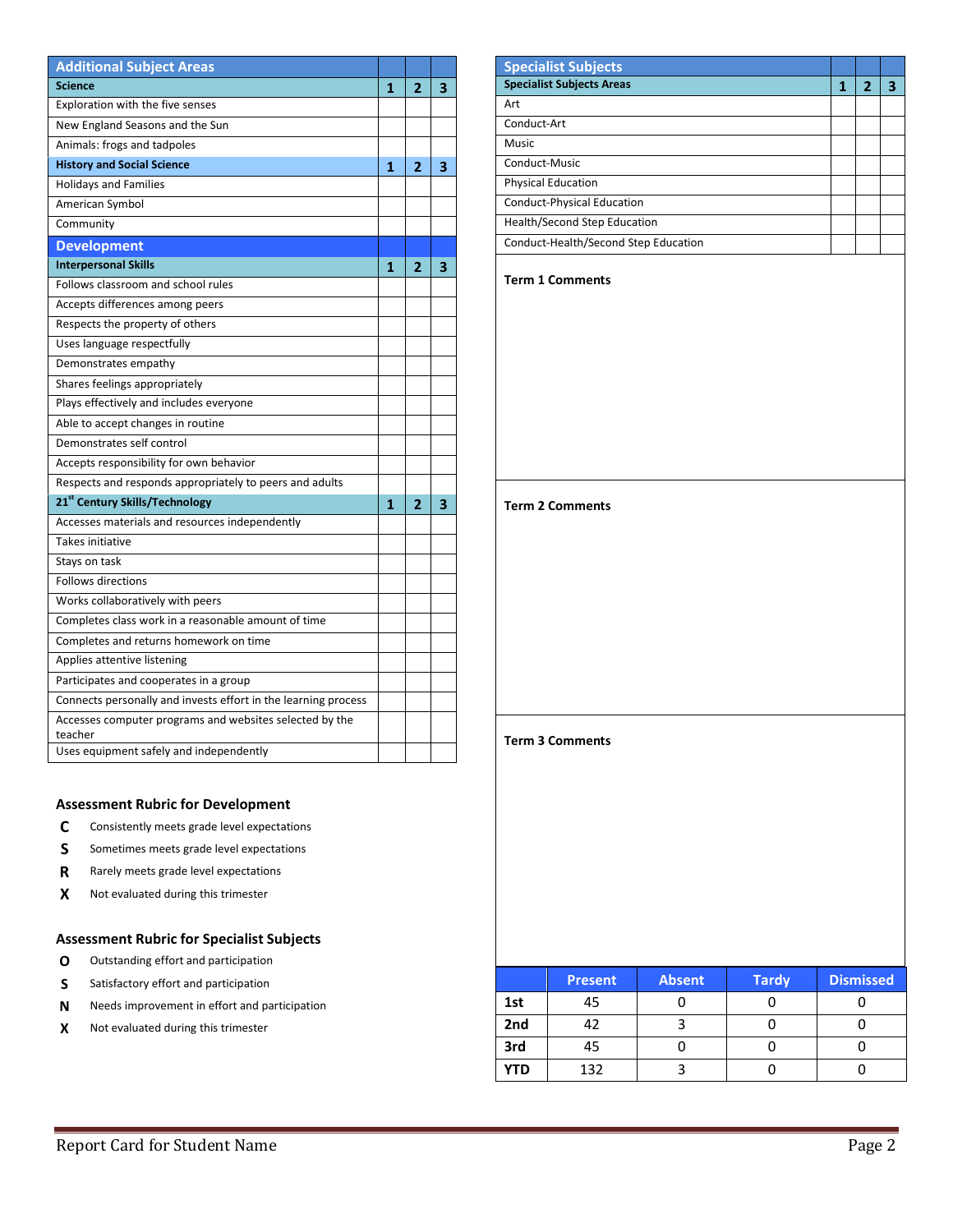## Additional Subject Areas

| Science | 1 | 2 | 3 |
|---|---|---|---|
| Exploration with the five senses | | | |
| New England Seasons and the Sun | | | |
| Animals: frogs and tadpoles | | | |
| **History and Social Science** | **1** | **2** | **3** |
| Holidays and Families | | | |
| American Symbol | | | |
| Community | | | |

## Development

| Interpersonal Skills | 1 | 2 | 3 |
|---|---|---|---|
| Follows classroom and school rules | | | |
| Accepts differences among peers | | | |
| Respects the property of others | | | |
| Uses language respectfully | | | |
| Demonstrates empathy | | | |
| Shares feelings appropriately | | | |
| Plays effectively and includes everyone | | | |
| Able to accept changes in routine | | | |
| Demonstrates self control | | | |
| Accepts responsibility for own behavior | | | |
| Respects and responds appropriately to peers and adults | | | |
| **21st Century Skills/Technology** | **1** | **2** | **3** |
| Accesses materials and resources independently | | | |
| Takes initiative | | | |
| Stays on task | | | |
| Follows directions | | | |
| Works collaboratively with peers | | | |
| Completes class work in a reasonable amount of time | | | |
| Completes and returns homework on time | | | |
| Applies attentive listening | | | |
| Participates and cooperates in a group | | | |
| Connects personally and invests effort in the learning process | | | |
| Accesses computer programs and websites selected by the teacher | | | |
| Uses equipment safely and independently | | | |

### Assessment Rubric for Development

- **C** Consistently meets grade level expectations
- **S** Sometimes meets grade level expectations
- **R** Rarely meets grade level expectations
- **X** Not evaluated during this trimester

### Assessment Rubric for Specialist Subjects

- **O** Outstanding effort and participation
- **S** Satisfactory effort and participation
- **N** Needs improvement in effort and participation
- **X** Not evaluated during this trimester

## Specialist Subjects

| Specialist Subjects Areas | 1 | 2 | 3 |
|---|---|---|---|
| Art | | | |
| Conduct-Art | | | |
| Music | | | |
| Conduct-Music | | | |
| Physical Education | | | |
| Conduct-Physical Education | | | |
| Health/Second Step Education | | | |
| Conduct-Health/Second Step Education | | | |

**Term 1 Comments**

**Term 2 Comments**

**Term 3 Comments**

| | Present | Absent | Tardy | Dismissed |
|---|---|---|---|---|
| **1st** | 45 | 0 | 0 | 0 |
| **2nd** | 42 | 3 | 0 | 0 |
| **3rd** | 45 | 0 | 0 | 0 |
| **YTD** | 132 | 3 | 0 | 0 |